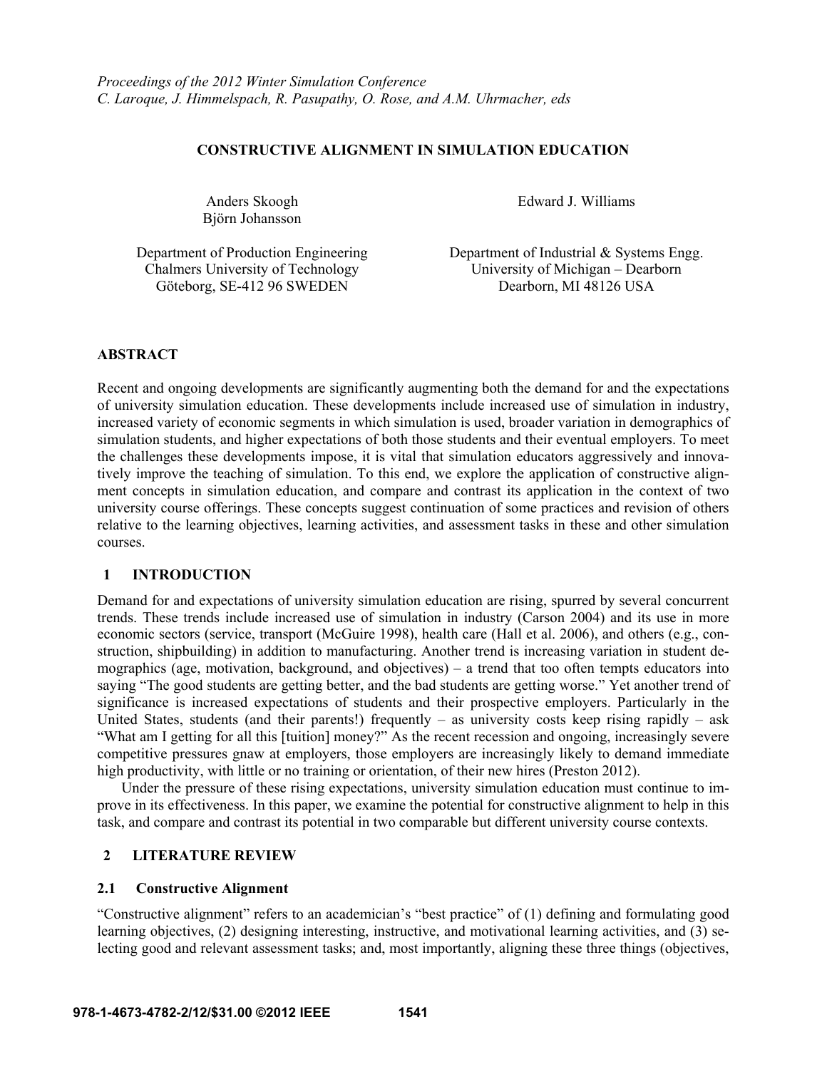*Proceedings of the 2012 Winter Simulation Conference*
*C. Laroque, J. Himmelspach, R. Pasupathy, O. Rose, and A.M. Uhrmacher, eds*

# CONSTRUCTIVE ALIGNMENT IN SIMULATION EDUCATION

Anders Skoogh
Björn Johansson

Department of Production Engineering
Chalmers University of Technology
Göteborg, SE-412 96 SWEDEN

Edward J. Williams

Department of Industrial & Systems Engg.
University of Michigan – Dearborn
Dearborn, MI 48126 USA

## ABSTRACT

Recent and ongoing developments are significantly augmenting both the demand for and the expectations of university simulation education. These developments include increased use of simulation in industry, increased variety of economic segments in which simulation is used, broader variation in demographics of simulation students, and higher expectations of both those students and their eventual employers. To meet the challenges these developments impose, it is vital that simulation educators aggressively and innovatively improve the teaching of simulation. To this end, we explore the application of constructive alignment concepts in simulation education, and compare and contrast its application in the context of two university course offerings. These concepts suggest continuation of some practices and revision of others relative to the learning objectives, learning activities, and assessment tasks in these and other simulation courses.

## 1 INTRODUCTION

Demand for and expectations of university simulation education are rising, spurred by several concurrent trends. These trends include increased use of simulation in industry (Carson 2004) and its use in more economic sectors (service, transport (McGuire 1998), health care (Hall et al. 2006), and others (e.g., construction, shipbuilding) in addition to manufacturing. Another trend is increasing variation in student demographics (age, motivation, background, and objectives) – a trend that too often tempts educators into saying "The good students are getting better, and the bad students are getting worse." Yet another trend of significance is increased expectations of students and their prospective employers. Particularly in the United States, students (and their parents!) frequently – as university costs keep rising rapidly – ask "What am I getting for all this [tuition] money?" As the recent recession and ongoing, increasingly severe competitive pressures gnaw at employers, those employers are increasingly likely to demand immediate high productivity, with little or no training or orientation, of their new hires (Preston 2012).

Under the pressure of these rising expectations, university simulation education must continue to improve in its effectiveness. In this paper, we examine the potential for constructive alignment to help in this task, and compare and contrast its potential in two comparable but different university course contexts.

## 2 LITERATURE REVIEW

### 2.1 Constructive Alignment

"Constructive alignment" refers to an academician's "best practice" of (1) defining and formulating good learning objectives, (2) designing interesting, instructive, and motivational learning activities, and (3) selecting good and relevant assessment tasks; and, most importantly, aligning these three things (objectives,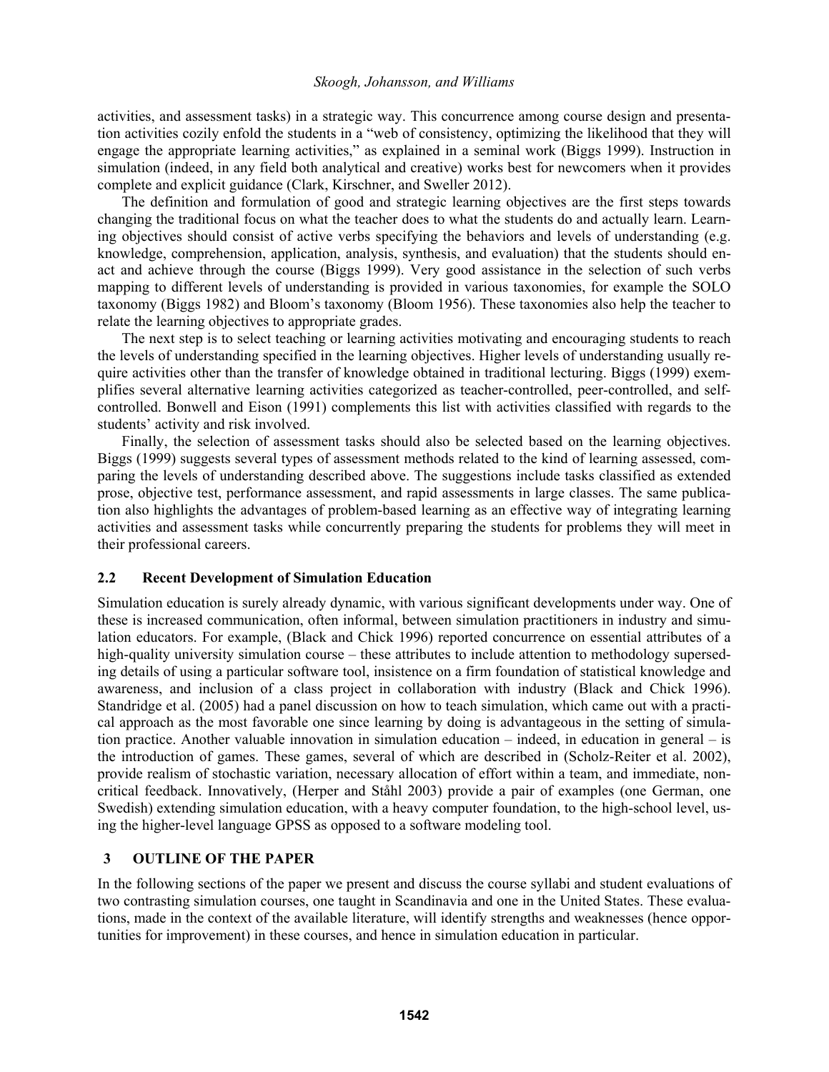activities, and assessment tasks) in a strategic way. This concurrence among course design and presentation activities cozily enfold the students in a "web of consistency, optimizing the likelihood that they will engage the appropriate learning activities," as explained in a seminal work (Biggs 1999). Instruction in simulation (indeed, in any field both analytical and creative) works best for newcomers when it provides complete and explicit guidance (Clark, Kirschner, and Sweller 2012).

The definition and formulation of good and strategic learning objectives are the first steps towards changing the traditional focus on what the teacher does to what the students do and actually learn. Learning objectives should consist of active verbs specifying the behaviors and levels of understanding (e.g. knowledge, comprehension, application, analysis, synthesis, and evaluation) that the students should enact and achieve through the course (Biggs 1999). Very good assistance in the selection of such verbs mapping to different levels of understanding is provided in various taxonomies, for example the SOLO taxonomy (Biggs 1982) and Bloom's taxonomy (Bloom 1956). These taxonomies also help the teacher to relate the learning objectives to appropriate grades.

The next step is to select teaching or learning activities motivating and encouraging students to reach the levels of understanding specified in the learning objectives. Higher levels of understanding usually require activities other than the transfer of knowledge obtained in traditional lecturing. Biggs (1999) exemplifies several alternative learning activities categorized as teacher-controlled, peer-controlled, and self-controlled. Bonwell and Eison (1991) complements this list with activities classified with regards to the students' activity and risk involved.

Finally, the selection of assessment tasks should also be selected based on the learning objectives. Biggs (1999) suggests several types of assessment methods related to the kind of learning assessed, comparing the levels of understanding described above. The suggestions include tasks classified as extended prose, objective test, performance assessment, and rapid assessments in large classes. The same publication also highlights the advantages of problem-based learning as an effective way of integrating learning activities and assessment tasks while concurrently preparing the students for problems they will meet in their professional careers.

### 2.2 Recent Development of Simulation Education

Simulation education is surely already dynamic, with various significant developments under way. One of these is increased communication, often informal, between simulation practitioners in industry and simulation educators. For example, (Black and Chick 1996) reported concurrence on essential attributes of a high-quality university simulation course – these attributes to include attention to methodology superseding details of using a particular software tool, insistence on a firm foundation of statistical knowledge and awareness, and inclusion of a class project in collaboration with industry (Black and Chick 1996). Standridge et al. (2005) had a panel discussion on how to teach simulation, which came out with a practical approach as the most favorable one since learning by doing is advantageous in the setting of simulation practice. Another valuable innovation in simulation education – indeed, in education in general – is the introduction of games. These games, several of which are described in (Scholz-Reiter et al. 2002), provide realism of stochastic variation, necessary allocation of effort within a team, and immediate, non-critical feedback. Innovatively, (Herper and Ståhl 2003) provide a pair of examples (one German, one Swedish) extending simulation education, with a heavy computer foundation, to the high-school level, using the higher-level language GPSS as opposed to a software modeling tool.

## 3 OUTLINE OF THE PAPER

In the following sections of the paper we present and discuss the course syllabi and student evaluations of two contrasting simulation courses, one taught in Scandinavia and one in the United States. These evaluations, made in the context of the available literature, will identify strengths and weaknesses (hence opportunities for improvement) in these courses, and hence in simulation education in particular.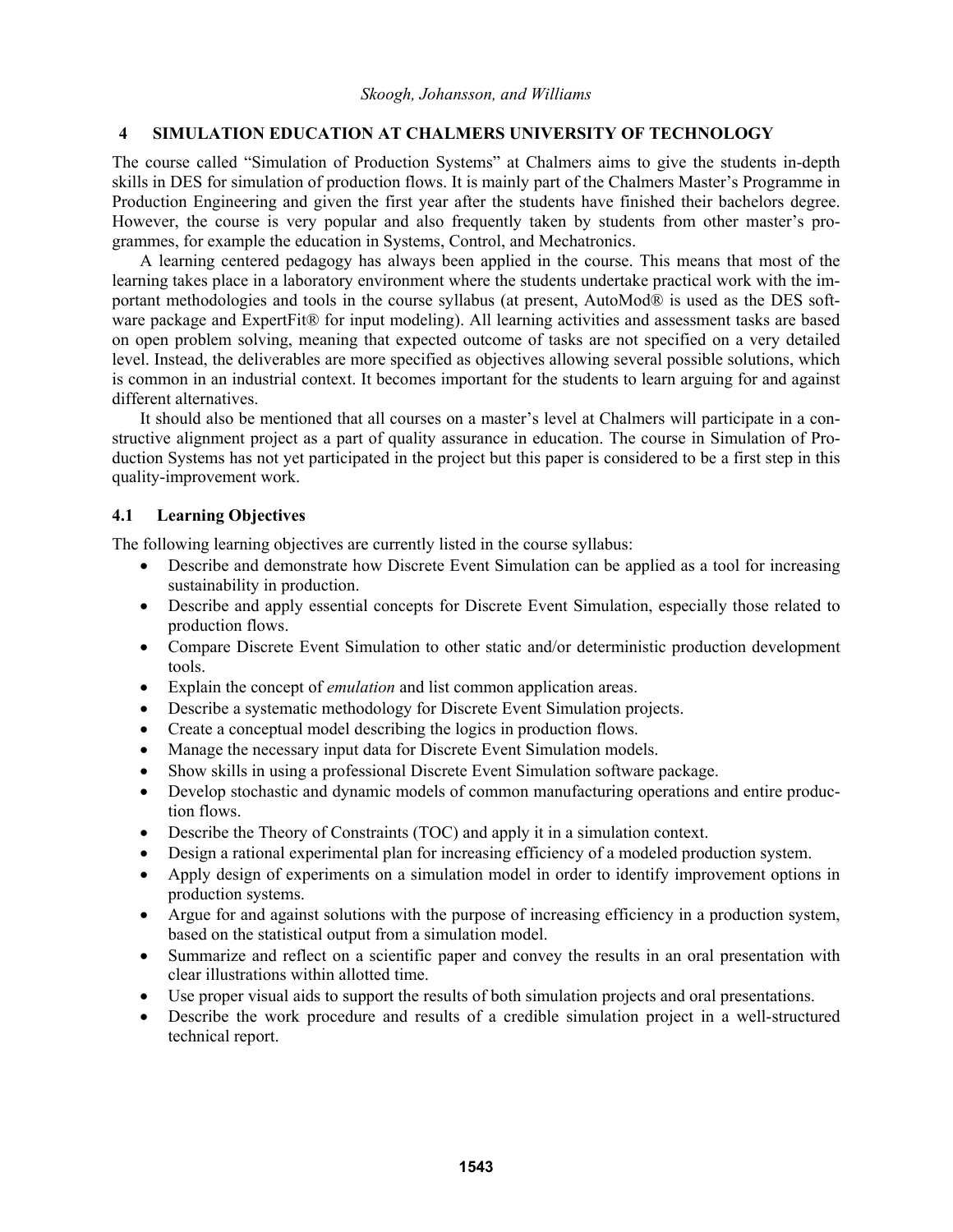## 4 SIMULATION EDUCATION AT CHALMERS UNIVERSITY OF TECHNOLOGY

The course called "Simulation of Production Systems" at Chalmers aims to give the students in-depth skills in DES for simulation of production flows. It is mainly part of the Chalmers Master's Programme in Production Engineering and given the first year after the students have finished their bachelors degree. However, the course is very popular and also frequently taken by students from other master's programmes, for example the education in Systems, Control, and Mechatronics.

A learning centered pedagogy has always been applied in the course. This means that most of the learning takes place in a laboratory environment where the students undertake practical work with the important methodologies and tools in the course syllabus (at present, AutoMod® is used as the DES software package and ExpertFit® for input modeling). All learning activities and assessment tasks are based on open problem solving, meaning that expected outcome of tasks are not specified on a very detailed level. Instead, the deliverables are more specified as objectives allowing several possible solutions, which is common in an industrial context. It becomes important for the students to learn arguing for and against different alternatives.

It should also be mentioned that all courses on a master's level at Chalmers will participate in a constructive alignment project as a part of quality assurance in education. The course in Simulation of Production Systems has not yet participated in the project but this paper is considered to be a first step in this quality-improvement work.

### 4.1 Learning Objectives

The following learning objectives are currently listed in the course syllabus:

- Describe and demonstrate how Discrete Event Simulation can be applied as a tool for increasing sustainability in production.
- Describe and apply essential concepts for Discrete Event Simulation, especially those related to production flows.
- Compare Discrete Event Simulation to other static and/or deterministic production development tools.
- Explain the concept of *emulation* and list common application areas.
- Describe a systematic methodology for Discrete Event Simulation projects.
- Create a conceptual model describing the logics in production flows.
- Manage the necessary input data for Discrete Event Simulation models.
- Show skills in using a professional Discrete Event Simulation software package.
- Develop stochastic and dynamic models of common manufacturing operations and entire production flows.
- Describe the Theory of Constraints (TOC) and apply it in a simulation context.
- Design a rational experimental plan for increasing efficiency of a modeled production system.
- Apply design of experiments on a simulation model in order to identify improvement options in production systems.
- Argue for and against solutions with the purpose of increasing efficiency in a production system, based on the statistical output from a simulation model.
- Summarize and reflect on a scientific paper and convey the results in an oral presentation with clear illustrations within allotted time.
- Use proper visual aids to support the results of both simulation projects and oral presentations.
- Describe the work procedure and results of a credible simulation project in a well-structured technical report.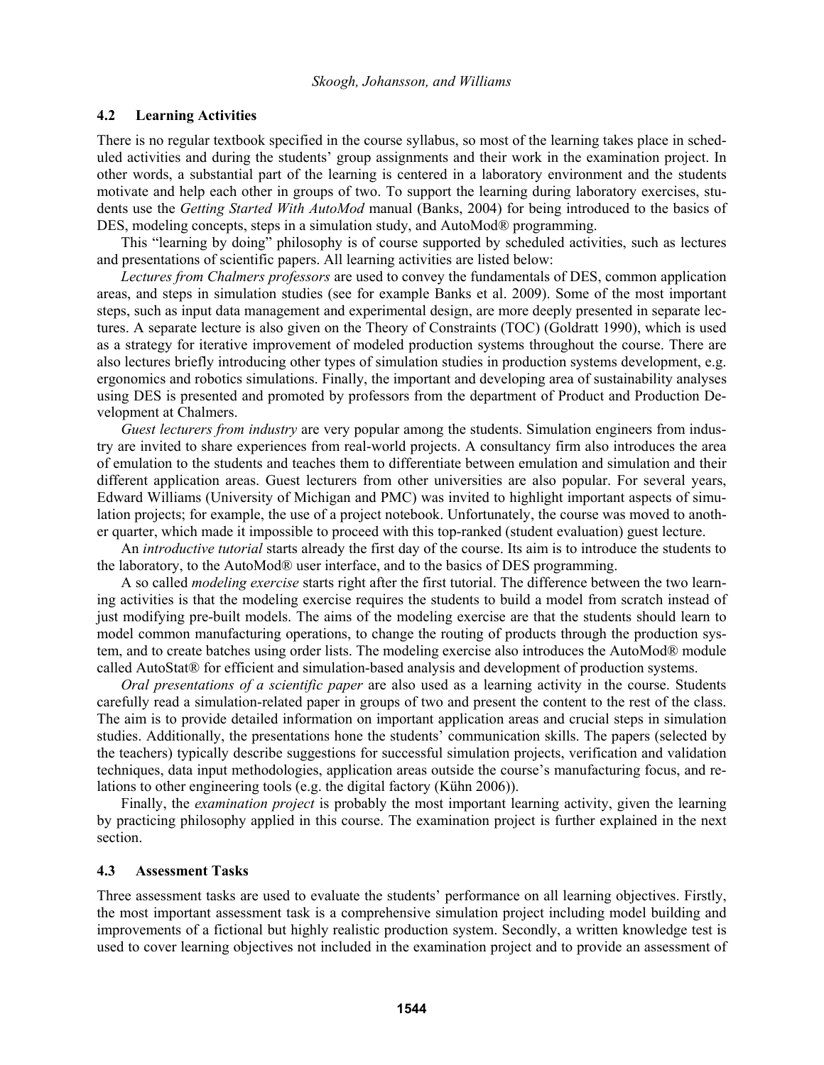### 4.2 Learning Activities

There is no regular textbook specified in the course syllabus, so most of the learning takes place in scheduled activities and during the students' group assignments and their work in the examination project. In other words, a substantial part of the learning is centered in a laboratory environment and the students motivate and help each other in groups of two. To support the learning during laboratory exercises, students use the *Getting Started With AutoMod* manual (Banks, 2004) for being introduced to the basics of DES, modeling concepts, steps in a simulation study, and AutoMod® programming.

This "learning by doing" philosophy is of course supported by scheduled activities, such as lectures and presentations of scientific papers. All learning activities are listed below:

*Lectures from Chalmers professors* are used to convey the fundamentals of DES, common application areas, and steps in simulation studies (see for example Banks et al. 2009). Some of the most important steps, such as input data management and experimental design, are more deeply presented in separate lectures. A separate lecture is also given on the Theory of Constraints (TOC) (Goldratt 1990), which is used as a strategy for iterative improvement of modeled production systems throughout the course. There are also lectures briefly introducing other types of simulation studies in production systems development, e.g. ergonomics and robotics simulations. Finally, the important and developing area of sustainability analyses using DES is presented and promoted by professors from the department of Product and Production Development at Chalmers.

*Guest lecturers from industry* are very popular among the students. Simulation engineers from industry are invited to share experiences from real-world projects. A consultancy firm also introduces the area of emulation to the students and teaches them to differentiate between emulation and simulation and their different application areas. Guest lecturers from other universities are also popular. For several years, Edward Williams (University of Michigan and PMC) was invited to highlight important aspects of simulation projects; for example, the use of a project notebook. Unfortunately, the course was moved to another quarter, which made it impossible to proceed with this top-ranked (student evaluation) guest lecture.

An *introductive tutorial* starts already the first day of the course. Its aim is to introduce the students to the laboratory, to the AutoMod® user interface, and to the basics of DES programming.

A so called *modeling exercise* starts right after the first tutorial. The difference between the two learning activities is that the modeling exercise requires the students to build a model from scratch instead of just modifying pre-built models. The aims of the modeling exercise are that the students should learn to model common manufacturing operations, to change the routing of products through the production system, and to create batches using order lists. The modeling exercise also introduces the AutoMod® module called AutoStat® for efficient and simulation-based analysis and development of production systems.

*Oral presentations of a scientific paper* are also used as a learning activity in the course. Students carefully read a simulation-related paper in groups of two and present the content to the rest of the class. The aim is to provide detailed information on important application areas and crucial steps in simulation studies. Additionally, the presentations hone the students' communication skills. The papers (selected by the teachers) typically describe suggestions for successful simulation projects, verification and validation techniques, data input methodologies, application areas outside the course's manufacturing focus, and relations to other engineering tools (e.g. the digital factory (Kühn 2006)).

Finally, the *examination project* is probably the most important learning activity, given the learning by practicing philosophy applied in this course. The examination project is further explained in the next section.

### 4.3 Assessment Tasks

Three assessment tasks are used to evaluate the students' performance on all learning objectives. Firstly, the most important assessment task is a comprehensive simulation project including model building and improvements of a fictional but highly realistic production system. Secondly, a written knowledge test is used to cover learning objectives not included in the examination project and to provide an assessment of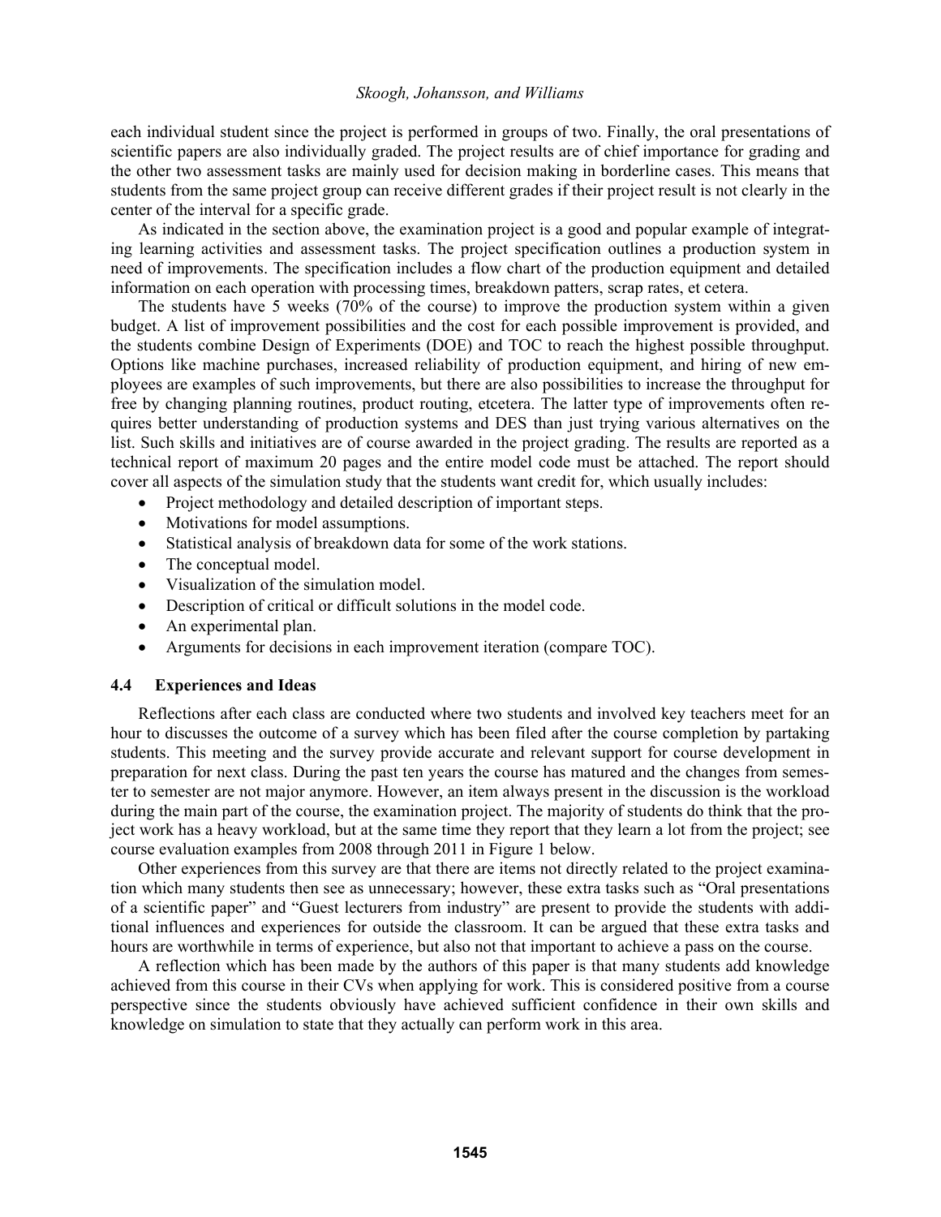each individual student since the project is performed in groups of two. Finally, the oral presentations of scientific papers are also individually graded. The project results are of chief importance for grading and the other two assessment tasks are mainly used for decision making in borderline cases. This means that students from the same project group can receive different grades if their project result is not clearly in the center of the interval for a specific grade.

As indicated in the section above, the examination project is a good and popular example of integrating learning activities and assessment tasks. The project specification outlines a production system in need of improvements. The specification includes a flow chart of the production equipment and detailed information on each operation with processing times, breakdown patters, scrap rates, et cetera.

The students have 5 weeks (70% of the course) to improve the production system within a given budget. A list of improvement possibilities and the cost for each possible improvement is provided, and the students combine Design of Experiments (DOE) and TOC to reach the highest possible throughput. Options like machine purchases, increased reliability of production equipment, and hiring of new employees are examples of such improvements, but there are also possibilities to increase the throughput for free by changing planning routines, product routing, etcetera. The latter type of improvements often requires better understanding of production systems and DES than just trying various alternatives on the list. Such skills and initiatives are of course awarded in the project grading. The results are reported as a technical report of maximum 20 pages and the entire model code must be attached. The report should cover all aspects of the simulation study that the students want credit for, which usually includes:

- Project methodology and detailed description of important steps.
- Motivations for model assumptions.
- Statistical analysis of breakdown data for some of the work stations.
- The conceptual model.
- Visualization of the simulation model.
- Description of critical or difficult solutions in the model code.
- An experimental plan.
- Arguments for decisions in each improvement iteration (compare TOC).

### 4.4 Experiences and Ideas

Reflections after each class are conducted where two students and involved key teachers meet for an hour to discusses the outcome of a survey which has been filed after the course completion by partaking students. This meeting and the survey provide accurate and relevant support for course development in preparation for next class. During the past ten years the course has matured and the changes from semester to semester are not major anymore. However, an item always present in the discussion is the workload during the main part of the course, the examination project. The majority of students do think that the project work has a heavy workload, but at the same time they report that they learn a lot from the project; see course evaluation examples from 2008 through 2011 in Figure 1 below.

Other experiences from this survey are that there are items not directly related to the project examination which many students then see as unnecessary; however, these extra tasks such as "Oral presentations of a scientific paper" and "Guest lecturers from industry" are present to provide the students with additional influences and experiences for outside the classroom. It can be argued that these extra tasks and hours are worthwhile in terms of experience, but also not that important to achieve a pass on the course.

A reflection which has been made by the authors of this paper is that many students add knowledge achieved from this course in their CVs when applying for work. This is considered positive from a course perspective since the students obviously have achieved sufficient confidence in their own skills and knowledge on simulation to state that they actually can perform work in this area.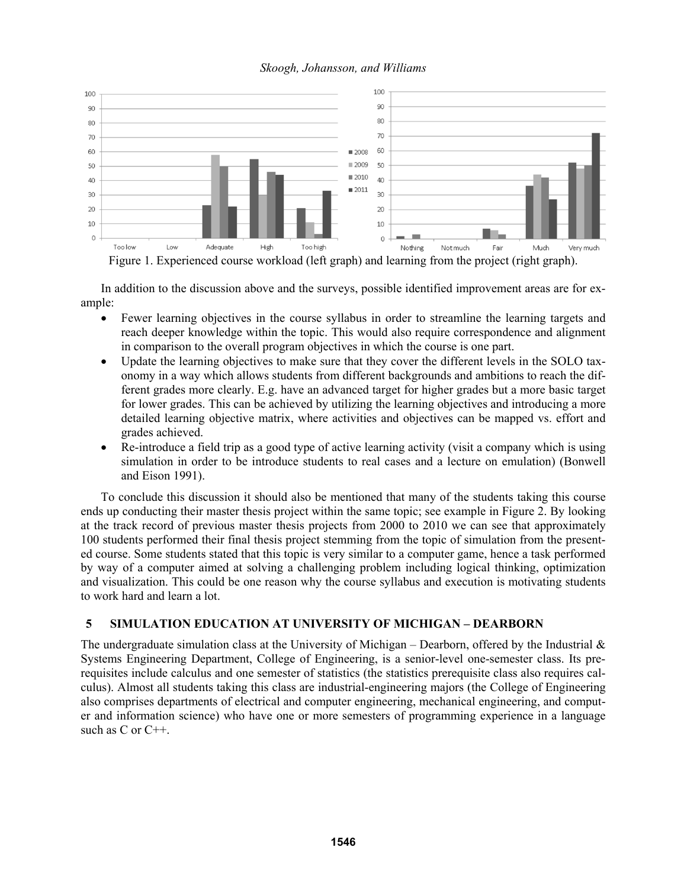Figure 1. Experienced course workload (left graph) and learning from the project (right graph).

In addition to the discussion above and the surveys, possible identified improvement areas are for example:

- Fewer learning objectives in the course syllabus in order to streamline the learning targets and reach deeper knowledge within the topic. This would also require correspondence and alignment in comparison to the overall program objectives in which the course is one part.
- Update the learning objectives to make sure that they cover the different levels in the SOLO taxonomy in a way which allows students from different backgrounds and ambitions to reach the different grades more clearly. E.g. have an advanced target for higher grades but a more basic target for lower grades. This can be achieved by utilizing the learning objectives and introducing a more detailed learning objective matrix, where activities and objectives can be mapped vs. effort and grades achieved.
- Re-introduce a field trip as a good type of active learning activity (visit a company which is using simulation in order to be introduce students to real cases and a lecture on emulation) (Bonwell and Eison 1991).

To conclude this discussion it should also be mentioned that many of the students taking this course ends up conducting their master thesis project within the same topic; see example in Figure 2. By looking at the track record of previous master thesis projects from 2000 to 2010 we can see that approximately 100 students performed their final thesis project stemming from the topic of simulation from the presented course. Some students stated that this topic is very similar to a computer game, hence a task performed by way of a computer aimed at solving a challenging problem including logical thinking, optimization and visualization. This could be one reason why the course syllabus and execution is motivating students to work hard and learn a lot.

## 5 SIMULATION EDUCATION AT UNIVERSITY OF MICHIGAN – DEARBORN

The undergraduate simulation class at the University of Michigan – Dearborn, offered by the Industrial & Systems Engineering Department, College of Engineering, is a senior-level one-semester class. Its prerequisites include calculus and one semester of statistics (the statistics prerequisite class also requires calculus). Almost all students taking this class are industrial-engineering majors (the College of Engineering also comprises departments of electrical and computer engineering, mechanical engineering, and computer and information science) who have one or more semesters of programming experience in a language such as C or C++.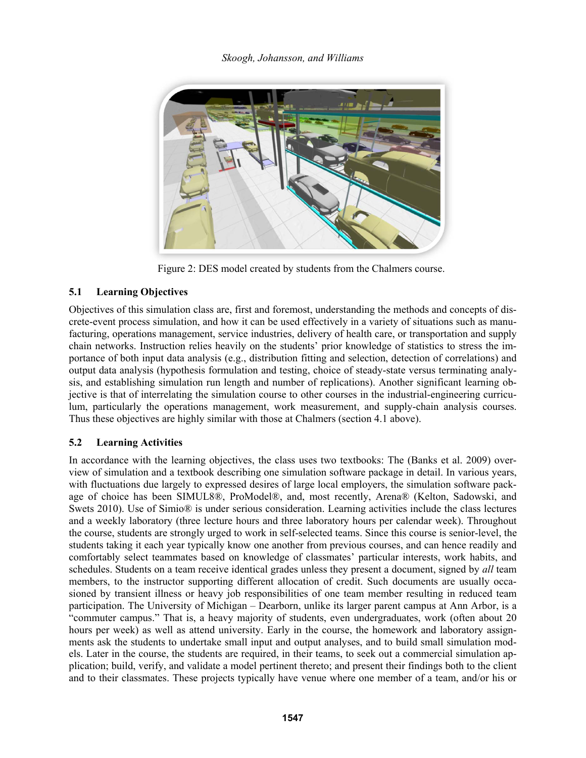Figure 2: DES model created by students from the Chalmers course.

### 5.1 Learning Objectives

Objectives of this simulation class are, first and foremost, understanding the methods and concepts of discrete-event process simulation, and how it can be used effectively in a variety of situations such as manufacturing, operations management, service industries, delivery of health care, or transportation and supply chain networks. Instruction relies heavily on the students' prior knowledge of statistics to stress the importance of both input data analysis (e.g., distribution fitting and selection, detection of correlations) and output data analysis (hypothesis formulation and testing, choice of steady-state versus terminating analysis, and establishing simulation run length and number of replications). Another significant learning objective is that of interrelating the simulation course to other courses in the industrial-engineering curriculum, particularly the operations management, work measurement, and supply-chain analysis courses. Thus these objectives are highly similar with those at Chalmers (section 4.1 above).

### 5.2 Learning Activities

In accordance with the learning objectives, the class uses two textbooks: The (Banks et al. 2009) overview of simulation and a textbook describing one simulation software package in detail. In various years, with fluctuations due largely to expressed desires of large local employers, the simulation software package of choice has been SIMUL8®, ProModel®, and, most recently, Arena® (Kelton, Sadowski, and Swets 2010). Use of Simio® is under serious consideration. Learning activities include the class lectures and a weekly laboratory (three lecture hours and three laboratory hours per calendar week). Throughout the course, students are strongly urged to work in self-selected teams. Since this course is senior-level, the students taking it each year typically know one another from previous courses, and can hence readily and comfortably select teammates based on knowledge of classmates' particular interests, work habits, and schedules. Students on a team receive identical grades unless they present a document, signed by *all* team members, to the instructor supporting different allocation of credit. Such documents are usually occasioned by transient illness or heavy job responsibilities of one team member resulting in reduced team participation. The University of Michigan – Dearborn, unlike its larger parent campus at Ann Arbor, is a "commuter campus." That is, a heavy majority of students, even undergraduates, work (often about 20 hours per week) as well as attend university. Early in the course, the homework and laboratory assignments ask the students to undertake small input and output analyses, and to build small simulation models. Later in the course, the students are required, in their teams, to seek out a commercial simulation application; build, verify, and validate a model pertinent thereto; and present their findings both to the client and to their classmates. These projects typically have venue where one member of a team, and/or his or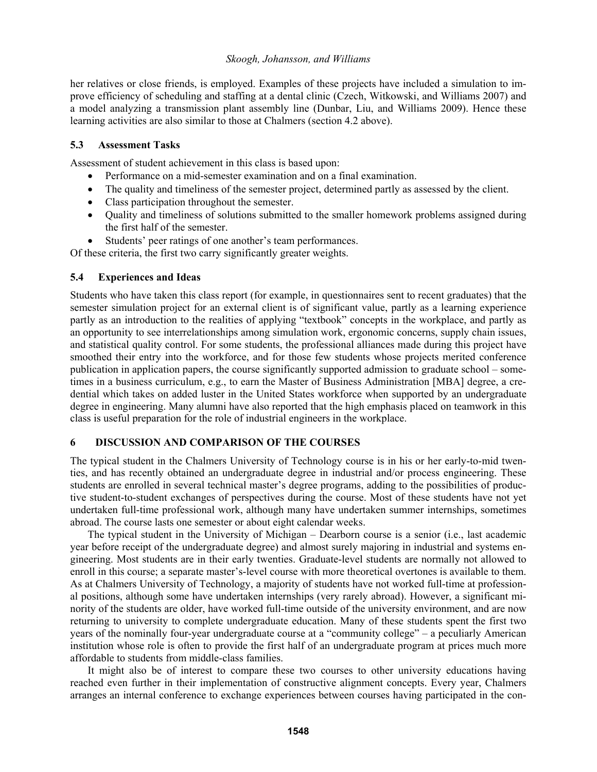her relatives or close friends, is employed. Examples of these projects have included a simulation to improve efficiency of scheduling and staffing at a dental clinic (Czech, Witkowski, and Williams 2007) and a model analyzing a transmission plant assembly line (Dunbar, Liu, and Williams 2009). Hence these learning activities are also similar to those at Chalmers (section 4.2 above).

### 5.3 Assessment Tasks

Assessment of student achievement in this class is based upon:

- Performance on a mid-semester examination and on a final examination.
- The quality and timeliness of the semester project, determined partly as assessed by the client.
- Class participation throughout the semester.
- Quality and timeliness of solutions submitted to the smaller homework problems assigned during the first half of the semester.
- Students' peer ratings of one another's team performances.

Of these criteria, the first two carry significantly greater weights.

### 5.4 Experiences and Ideas

Students who have taken this class report (for example, in questionnaires sent to recent graduates) that the semester simulation project for an external client is of significant value, partly as a learning experience partly as an introduction to the realities of applying "textbook" concepts in the workplace, and partly as an opportunity to see interrelationships among simulation work, ergonomic concerns, supply chain issues, and statistical quality control. For some students, the professional alliances made during this project have smoothed their entry into the workforce, and for those few students whose projects merited conference publication in application papers, the course significantly supported admission to graduate school – sometimes in a business curriculum, e.g., to earn the Master of Business Administration [MBA] degree, a credential which takes on added luster in the United States workforce when supported by an undergraduate degree in engineering. Many alumni have also reported that the high emphasis placed on teamwork in this class is useful preparation for the role of industrial engineers in the workplace.

## 6 DISCUSSION AND COMPARISON OF THE COURSES

The typical student in the Chalmers University of Technology course is in his or her early-to-mid twenties, and has recently obtained an undergraduate degree in industrial and/or process engineering. These students are enrolled in several technical master's degree programs, adding to the possibilities of productive student-to-student exchanges of perspectives during the course. Most of these students have not yet undertaken full-time professional work, although many have undertaken summer internships, sometimes abroad. The course lasts one semester or about eight calendar weeks.

The typical student in the University of Michigan – Dearborn course is a senior (i.e., last academic year before receipt of the undergraduate degree) and almost surely majoring in industrial and systems engineering. Most students are in their early twenties. Graduate-level students are normally not allowed to enroll in this course; a separate master's-level course with more theoretical overtones is available to them. As at Chalmers University of Technology, a majority of students have not worked full-time at professional positions, although some have undertaken internships (very rarely abroad). However, a significant minority of the students are older, have worked full-time outside of the university environment, and are now returning to university to complete undergraduate education. Many of these students spent the first two years of the nominally four-year undergraduate course at a "community college" – a peculiarly American institution whose role is often to provide the first half of an undergraduate program at prices much more affordable to students from middle-class families.

It might also be of interest to compare these two courses to other university educations having reached even further in their implementation of constructive alignment concepts. Every year, Chalmers arranges an internal conference to exchange experiences between courses having participated in the con-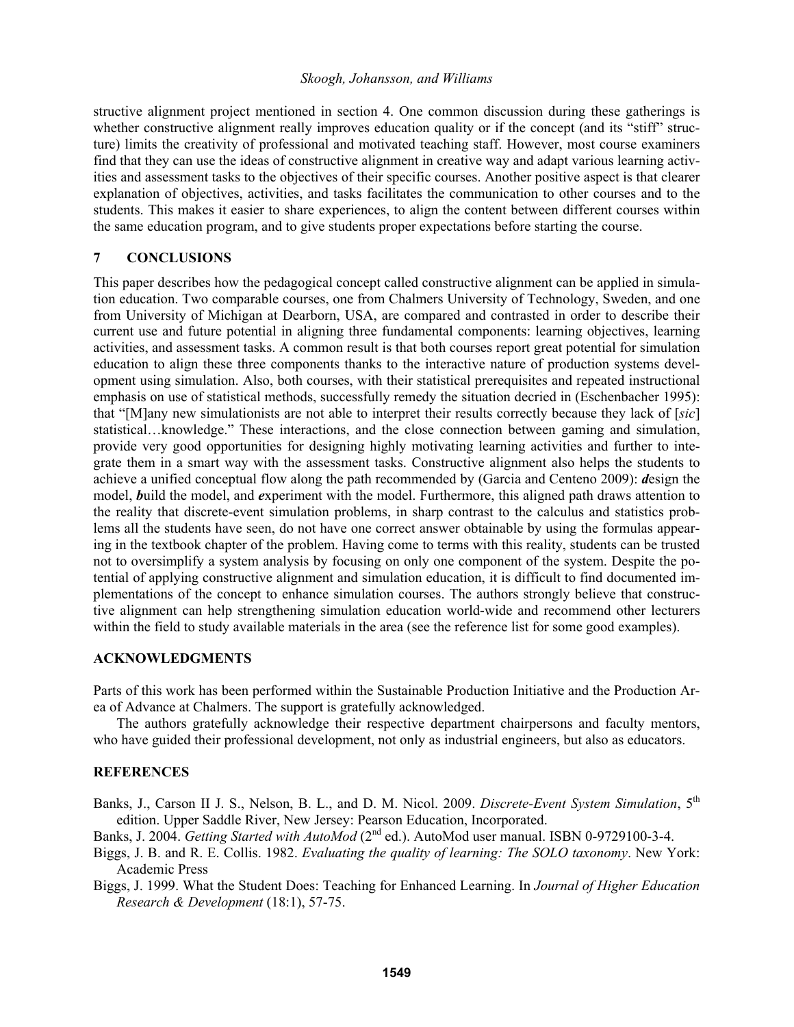structive alignment project mentioned in section 4. One common discussion during these gatherings is whether constructive alignment really improves education quality or if the concept (and its "stiff" structure) limits the creativity of professional and motivated teaching staff. However, most course examiners find that they can use the ideas of constructive alignment in creative way and adapt various learning activities and assessment tasks to the objectives of their specific courses. Another positive aspect is that clearer explanation of objectives, activities, and tasks facilitates the communication to other courses and to the students. This makes it easier to share experiences, to align the content between different courses within the same education program, and to give students proper expectations before starting the course.

## 7 CONCLUSIONS

This paper describes how the pedagogical concept called constructive alignment can be applied in simulation education. Two comparable courses, one from Chalmers University of Technology, Sweden, and one from University of Michigan at Dearborn, USA, are compared and contrasted in order to describe their current use and future potential in aligning three fundamental components: learning objectives, learning activities, and assessment tasks. A common result is that both courses report great potential for simulation education to align these three components thanks to the interactive nature of production systems development using simulation. Also, both courses, with their statistical prerequisites and repeated instructional emphasis on use of statistical methods, successfully remedy the situation decried in (Eschenbacher 1995): that "[M]any new simulationists are not able to interpret their results correctly because they lack of [*sic*] statistical…knowledge." These interactions, and the close connection between gaming and simulation, provide very good opportunities for designing highly motivating learning activities and further to integrate them in a smart way with the assessment tasks. Constructive alignment also helps the students to achieve a unified conceptual flow along the path recommended by (Garcia and Centeno 2009): ***d***esign the model, ***b***uild the model, and ***e***xperiment with the model. Furthermore, this aligned path draws attention to the reality that discrete-event simulation problems, in sharp contrast to the calculus and statistics problems all the students have seen, do not have one correct answer obtainable by using the formulas appearing in the textbook chapter of the problem. Having come to terms with this reality, students can be trusted not to oversimplify a system analysis by focusing on only one component of the system. Despite the potential of applying constructive alignment and simulation education, it is difficult to find documented implementations of the concept to enhance simulation courses. The authors strongly believe that constructive alignment can help strengthening simulation education world-wide and recommend other lecturers within the field to study available materials in the area (see the reference list for some good examples).

## ACKNOWLEDGMENTS

Parts of this work has been performed within the Sustainable Production Initiative and the Production Area of Advance at Chalmers. The support is gratefully acknowledged.

The authors gratefully acknowledge their respective department chairpersons and faculty mentors, who have guided their professional development, not only as industrial engineers, but also as educators.

## REFERENCES

Banks, J., Carson II J. S., Nelson, B. L., and D. M. Nicol. 2009. *Discrete-Event System Simulation*, 5th edition. Upper Saddle River, New Jersey: Pearson Education, Incorporated.

Banks, J. 2004. *Getting Started with AutoMod* (2nd ed.). AutoMod user manual. ISBN 0-9729100-3-4.

Biggs, J. B. and R. E. Collis. 1982. *Evaluating the quality of learning: The SOLO taxonomy*. New York: Academic Press

Biggs, J. 1999. What the Student Does: Teaching for Enhanced Learning. In *Journal of Higher Education Research & Development* (18:1), 57-75.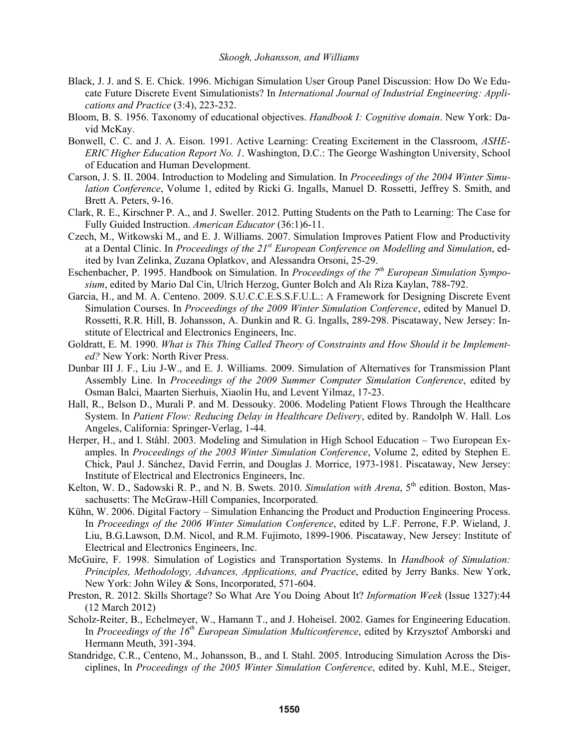Black, J. J. and S. E. Chick. 1996. Michigan Simulation User Group Panel Discussion: How Do We Educate Future Discrete Event Simulationists? In *International Journal of Industrial Engineering: Applications and Practice* (3:4), 223-232.

Bloom, B. S. 1956. Taxonomy of educational objectives. *Handbook I: Cognitive domain*. New York: David McKay.

Bonwell, C. C. and J. A. Eison. 1991. Active Learning: Creating Excitement in the Classroom, *ASHE-ERIC Higher Education Report No. 1*. Washington, D.C.: The George Washington University, School of Education and Human Development.

Carson, J. S. II. 2004. Introduction to Modeling and Simulation. In *Proceedings of the 2004 Winter Simulation Conference*, Volume 1, edited by Ricki G. Ingalls, Manuel D. Rossetti, Jeffrey S. Smith, and Brett A. Peters, 9-16.

Clark, R. E., Kirschner P. A., and J. Sweller. 2012. Putting Students on the Path to Learning: The Case for Fully Guided Instruction. *American Educator* (36:1)6-11.

Czech, M., Witkowski M., and E. J. Williams. 2007. Simulation Improves Patient Flow and Productivity at a Dental Clinic. In *Proceedings of the 21st European Conference on Modelling and Simulation*, edited by Ivan Zelinka, Zuzana Oplatkov, and Alessandra Orsoni, 25-29.

Eschenbacher, P. 1995. Handbook on Simulation. In *Proceedings of the 7th European Simulation Symposium*, edited by Mario Dal Cin, Ulrich Herzog, Gunter Bolch and Alı Riza Kaylan, 788-792.

Garcia, H., and M. A. Centeno. 2009. S.U.C.C.E.S.S.F.U.L.: A Framework for Designing Discrete Event Simulation Courses. In *Proceedings of the 2009 Winter Simulation Conference*, edited by Manuel D. Rossetti, R.R. Hill, B. Johansson, A. Dunkin and R. G. Ingalls, 289-298. Piscataway, New Jersey: Institute of Electrical and Electronics Engineers, Inc.

Goldratt, E. M. 1990. *What is This Thing Called Theory of Constraints and How Should it be Implemented?* New York: North River Press.

Dunbar III J. F., Liu J-W., and E. J. Williams. 2009. Simulation of Alternatives for Transmission Plant Assembly Line. In *Proceedings of the 2009 Summer Computer Simulation Conference*, edited by Osman Balci, Maarten Sierhuis, Xiaolin Hu, and Levent Yilmaz, 17-23.

Hall, R., Belson D., Murali P. and M. Dessouky. 2006. Modeling Patient Flows Through the Healthcare System. In *Patient Flow: Reducing Delay in Healthcare Delivery*, edited by. Randolph W. Hall. Los Angeles, California: Springer-Verlag, 1-44.

Herper, H., and I. Ståhl. 2003. Modeling and Simulation in High School Education – Two European Examples. In *Proceedings of the 2003 Winter Simulation Conference*, Volume 2, edited by Stephen E. Chick, Paul J. Sánchez, David Ferrin, and Douglas J. Morrice, 1973-1981. Piscataway, New Jersey: Institute of Electrical and Electronics Engineers, Inc.

Kelton, W. D., Sadowski R. P., and N. B. Swets. 2010. *Simulation with Arena*, 5th edition. Boston, Massachusetts: The McGraw-Hill Companies, Incorporated.

Kühn, W. 2006. Digital Factory – Simulation Enhancing the Product and Production Engineering Process. In *Proceedings of the 2006 Winter Simulation Conference*, edited by L.F. Perrone, F.P. Wieland, J. Liu, B.G.Lawson, D.M. Nicol, and R.M. Fujimoto, 1899-1906. Piscataway, New Jersey: Institute of Electrical and Electronics Engineers, Inc.

McGuire, F. 1998. Simulation of Logistics and Transportation Systems. In *Handbook of Simulation: Principles, Methodology, Advances, Applications, and Practice*, edited by Jerry Banks. New York, New York: John Wiley & Sons, Incorporated, 571-604.

Preston, R. 2012. Skills Shortage? So What Are You Doing About It? *Information Week* (Issue 1327):44 (12 March 2012)

Scholz-Reiter, B., Echelmeyer, W., Hamann T., and J. Hoheisel. 2002. Games for Engineering Education. In *Proceedings of the 16th European Simulation Multiconference*, edited by Krzysztof Amborski and Hermann Meuth, 391-394.

Standridge, C.R., Centeno, M., Johansson, B., and I. Stahl. 2005. Introducing Simulation Across the Disciplines, In *Proceedings of the 2005 Winter Simulation Conference*, edited by. Kuhl, M.E., Steiger,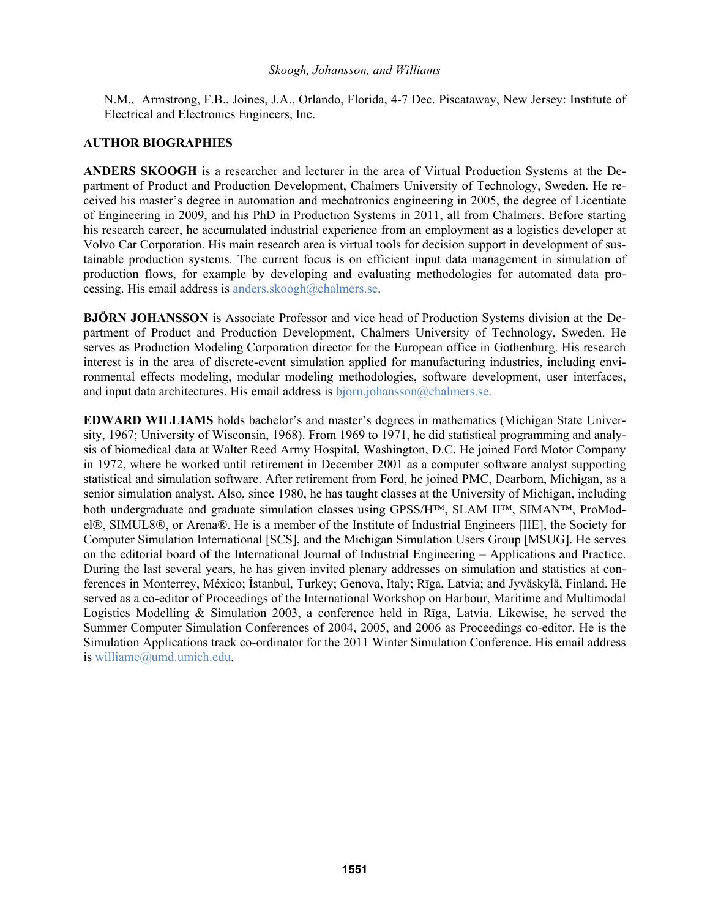N.M., Armstrong, F.B., Joines, J.A., Orlando, Florida, 4-7 Dec. Piscataway, New Jersey: Institute of Electrical and Electronics Engineers, Inc.

## AUTHOR BIOGRAPHIES

**ANDERS SKOOGH** is a researcher and lecturer in the area of Virtual Production Systems at the Department of Product and Production Development, Chalmers University of Technology, Sweden. He received his master's degree in automation and mechatronics engineering in 2005, the degree of Licentiate of Engineering in 2009, and his PhD in Production Systems in 2011, all from Chalmers. Before starting his research career, he accumulated industrial experience from an employment as a logistics developer at Volvo Car Corporation. His main research area is virtual tools for decision support in development of sustainable production systems. The current focus is on efficient input data management in simulation of production flows, for example by developing and evaluating methodologies for automated data processing. His email address is anders.skoogh@chalmers.se.

**BJÖRN JOHANSSON** is Associate Professor and vice head of Production Systems division at the Department of Product and Production Development, Chalmers University of Technology, Sweden. He serves as Production Modeling Corporation director for the European office in Gothenburg. His research interest is in the area of discrete-event simulation applied for manufacturing industries, including environmental effects modeling, modular modeling methodologies, software development, user interfaces, and input data architectures. His email address is bjorn.johansson@chalmers.se.

**EDWARD WILLIAMS** holds bachelor's and master's degrees in mathematics (Michigan State University, 1967; University of Wisconsin, 1968). From 1969 to 1971, he did statistical programming and analysis of biomedical data at Walter Reed Army Hospital, Washington, D.C. He joined Ford Motor Company in 1972, where he worked until retirement in December 2001 as a computer software analyst supporting statistical and simulation software. After retirement from Ford, he joined PMC, Dearborn, Michigan, as a senior simulation analyst. Also, since 1980, he has taught classes at the University of Michigan, including both undergraduate and graduate simulation classes using GPSS/H™, SLAM II™, SIMAN™, ProModel®, SIMUL8®, or Arena®. He is a member of the Institute of Industrial Engineers [IIE], the Society for Computer Simulation International [SCS], and the Michigan Simulation Users Group [MSUG]. He serves on the editorial board of the International Journal of Industrial Engineering – Applications and Practice. During the last several years, he has given invited plenary addresses on simulation and statistics at conferences in Monterrey, México; İstanbul, Turkey; Genova, Italy; Rīga, Latvia; and Jyväskylä, Finland. He served as a co-editor of Proceedings of the International Workshop on Harbour, Maritime and Multimodal Logistics Modelling & Simulation 2003, a conference held in Rīga, Latvia. Likewise, he served the Summer Computer Simulation Conferences of 2004, 2005, and 2006 as Proceedings co-editor. He is the Simulation Applications track co-ordinator for the 2011 Winter Simulation Conference. His email address is williame@umd.umich.edu.